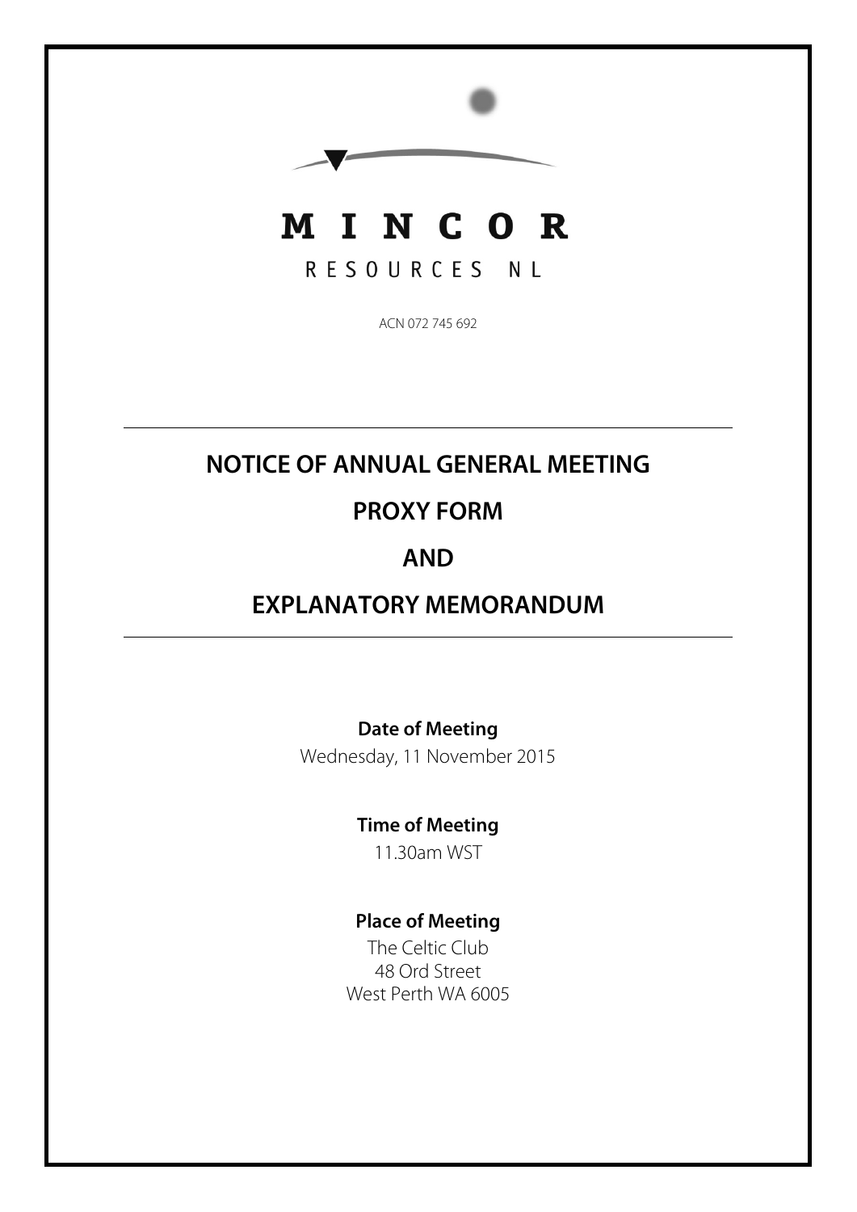# MINCOR

RESOURCES NL

ACN 072 745 692

---

## NOTICE OF ANNUAL GENERAL MEETING

## PROXY FORM

## AND

## EXPLANATORY MEMORANDUM

---

**Date of Meeting**

Wednesday, 11 November 2015

**Time of Meeting**

11.30am WST

**Place of Meeting**

The Celtic Club
48 Ord Street
West Perth WA 6005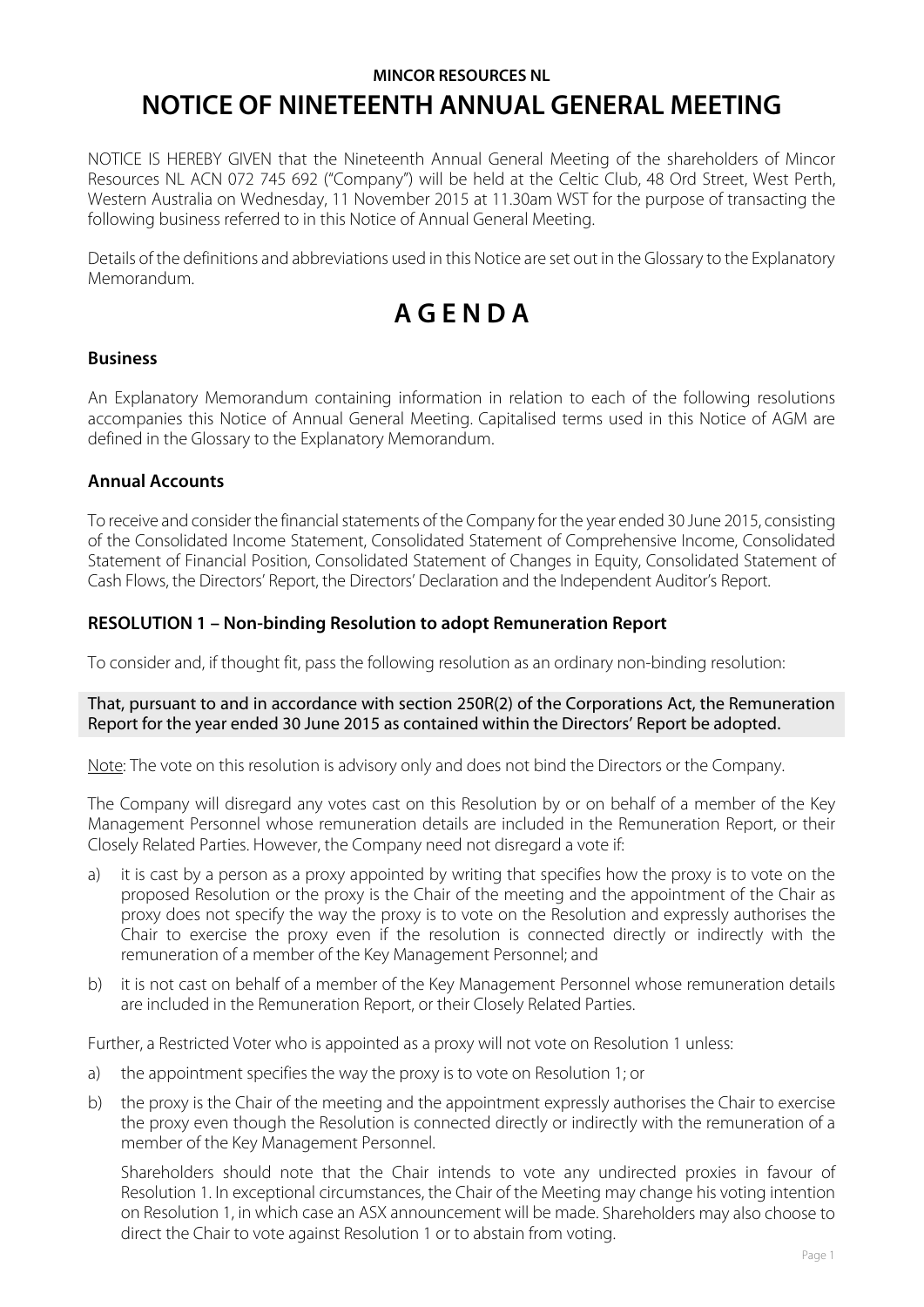**MINCOR RESOURCES NL**

# NOTICE OF NINETEENTH ANNUAL GENERAL MEETING

NOTICE IS HEREBY GIVEN that the Nineteenth Annual General Meeting of the shareholders of Mincor Resources NL ACN 072 745 692 ("Company") will be held at the Celtic Club, 48 Ord Street, West Perth, Western Australia on Wednesday, 11 November 2015 at 11.30am WST for the purpose of transacting the following business referred to in this Notice of Annual General Meeting.

Details of the definitions and abbreviations used in this Notice are set out in the Glossary to the Explanatory Memorandum.

# AGENDA

### Business

An Explanatory Memorandum containing information in relation to each of the following resolutions accompanies this Notice of Annual General Meeting. Capitalised terms used in this Notice of AGM are defined in the Glossary to the Explanatory Memorandum.

### Annual Accounts

To receive and consider the financial statements of the Company for the year ended 30 June 2015, consisting of the Consolidated Income Statement, Consolidated Statement of Comprehensive Income, Consolidated Statement of Financial Position, Consolidated Statement of Changes in Equity, Consolidated Statement of Cash Flows, the Directors' Report, the Directors' Declaration and the Independent Auditor's Report.

### RESOLUTION 1 – Non-binding Resolution to adopt Remuneration Report

To consider and, if thought fit, pass the following resolution as an ordinary non-binding resolution:

That, pursuant to and in accordance with section 250R(2) of the Corporations Act, the Remuneration Report for the year ended 30 June 2015 as contained within the Directors' Report be adopted.

Note: The vote on this resolution is advisory only and does not bind the Directors or the Company.

The Company will disregard any votes cast on this Resolution by or on behalf of a member of the Key Management Personnel whose remuneration details are included in the Remuneration Report, or their Closely Related Parties. However, the Company need not disregard a vote if:

a) it is cast by a person as a proxy appointed by writing that specifies how the proxy is to vote on the proposed Resolution or the proxy is the Chair of the meeting and the appointment of the Chair as proxy does not specify the way the proxy is to vote on the Resolution and expressly authorises the Chair to exercise the proxy even if the resolution is connected directly or indirectly with the remuneration of a member of the Key Management Personnel; and

b) it is not cast on behalf of a member of the Key Management Personnel whose remuneration details are included in the Remuneration Report, or their Closely Related Parties.

Further, a Restricted Voter who is appointed as a proxy will not vote on Resolution 1 unless:

a) the appointment specifies the way the proxy is to vote on Resolution 1; or

b) the proxy is the Chair of the meeting and the appointment expressly authorises the Chair to exercise the proxy even though the Resolution is connected directly or indirectly with the remuneration of a member of the Key Management Personnel.

   Shareholders should note that the Chair intends to vote any undirected proxies in favour of Resolution 1. In exceptional circumstances, the Chair of the Meeting may change his voting intention on Resolution 1, in which case an ASX announcement will be made. Shareholders may also choose to direct the Chair to vote against Resolution 1 or to abstain from voting.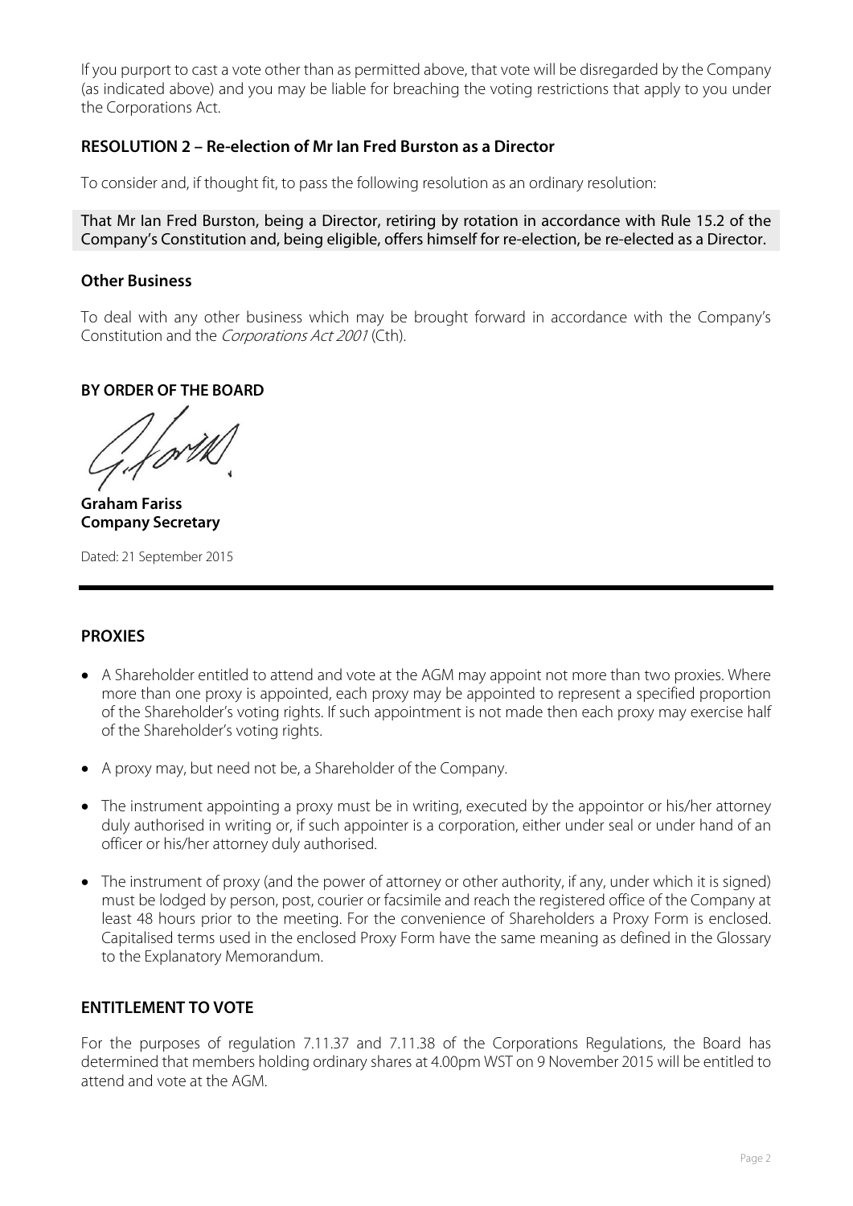If you purport to cast a vote other than as permitted above, that vote will be disregarded by the Company (as indicated above) and you may be liable for breaching the voting restrictions that apply to you under the Corporations Act.

## RESOLUTION 2 – Re-election of Mr Ian Fred Burston as a Director

To consider and, if thought fit, to pass the following resolution as an ordinary resolution:

That Mr Ian Fred Burston, being a Director, retiring by rotation in accordance with Rule 15.2 of the Company's Constitution and, being eligible, offers himself for re-election, be re-elected as a Director.

## Other Business

To deal with any other business which may be brought forward in accordance with the Company's Constitution and the *Corporations Act 2001* (Cth).

**BY ORDER OF THE BOARD**

**Graham Fariss**
**Company Secretary**

Dated: 21 September 2015

## PROXIES

- A Shareholder entitled to attend and vote at the AGM may appoint not more than two proxies. Where more than one proxy is appointed, each proxy may be appointed to represent a specified proportion of the Shareholder's voting rights. If such appointment is not made then each proxy may exercise half of the Shareholder's voting rights.
- A proxy may, but need not be, a Shareholder of the Company.
- The instrument appointing a proxy must be in writing, executed by the appointor or his/her attorney duly authorised in writing or, if such appointer is a corporation, either under seal or under hand of an officer or his/her attorney duly authorised.
- The instrument of proxy (and the power of attorney or other authority, if any, under which it is signed) must be lodged by person, post, courier or facsimile and reach the registered office of the Company at least 48 hours prior to the meeting. For the convenience of Shareholders a Proxy Form is enclosed. Capitalised terms used in the enclosed Proxy Form have the same meaning as defined in the Glossary to the Explanatory Memorandum.

## ENTITLEMENT TO VOTE

For the purposes of regulation 7.11.37 and 7.11.38 of the Corporations Regulations, the Board has determined that members holding ordinary shares at 4.00pm WST on 9 November 2015 will be entitled to attend and vote at the AGM.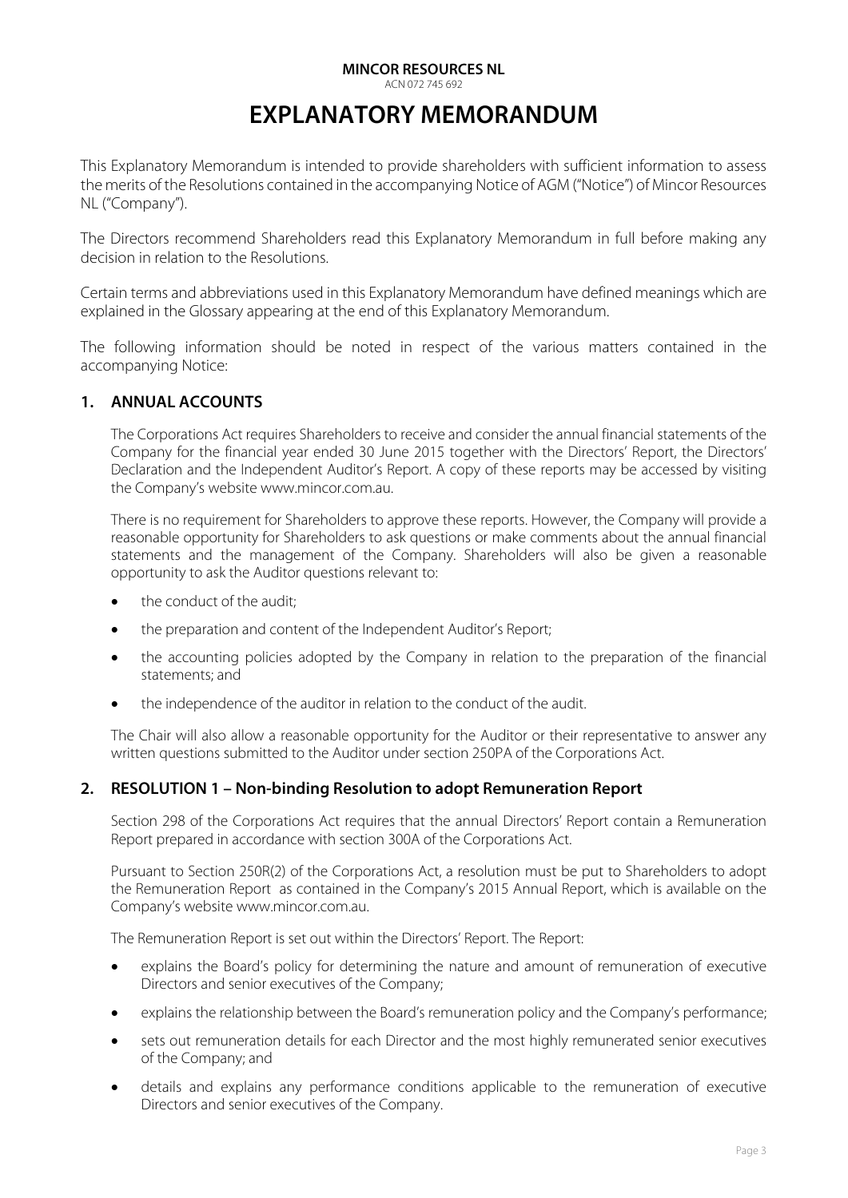**MINCOR RESOURCES NL**
ACN 072 745 692

# EXPLANATORY MEMORANDUM

This Explanatory Memorandum is intended to provide shareholders with sufficient information to assess the merits of the Resolutions contained in the accompanying Notice of AGM ("Notice") of Mincor Resources NL ("Company").

The Directors recommend Shareholders read this Explanatory Memorandum in full before making any decision in relation to the Resolutions.

Certain terms and abbreviations used in this Explanatory Memorandum have defined meanings which are explained in the Glossary appearing at the end of this Explanatory Memorandum.

The following information should be noted in respect of the various matters contained in the accompanying Notice:

## 1. ANNUAL ACCOUNTS

The Corporations Act requires Shareholders to receive and consider the annual financial statements of the Company for the financial year ended 30 June 2015 together with the Directors' Report, the Directors' Declaration and the Independent Auditor's Report. A copy of these reports may be accessed by visiting the Company's website www.mincor.com.au.

There is no requirement for Shareholders to approve these reports. However, the Company will provide a reasonable opportunity for Shareholders to ask questions or make comments about the annual financial statements and the management of the Company. Shareholders will also be given a reasonable opportunity to ask the Auditor questions relevant to:

- the conduct of the audit;
- the preparation and content of the Independent Auditor's Report;
- the accounting policies adopted by the Company in relation to the preparation of the financial statements; and
- the independence of the auditor in relation to the conduct of the audit.

The Chair will also allow a reasonable opportunity for the Auditor or their representative to answer any written questions submitted to the Auditor under section 250PA of the Corporations Act.

## 2. RESOLUTION 1 – Non-binding Resolution to adopt Remuneration Report

Section 298 of the Corporations Act requires that the annual Directors' Report contain a Remuneration Report prepared in accordance with section 300A of the Corporations Act.

Pursuant to Section 250R(2) of the Corporations Act, a resolution must be put to Shareholders to adopt the Remuneration Report as contained in the Company's 2015 Annual Report, which is available on the Company's website www.mincor.com.au.

The Remuneration Report is set out within the Directors' Report. The Report:

- explains the Board's policy for determining the nature and amount of remuneration of executive Directors and senior executives of the Company;
- explains the relationship between the Board's remuneration policy and the Company's performance;
- sets out remuneration details for each Director and the most highly remunerated senior executives of the Company; and
- details and explains any performance conditions applicable to the remuneration of executive Directors and senior executives of the Company.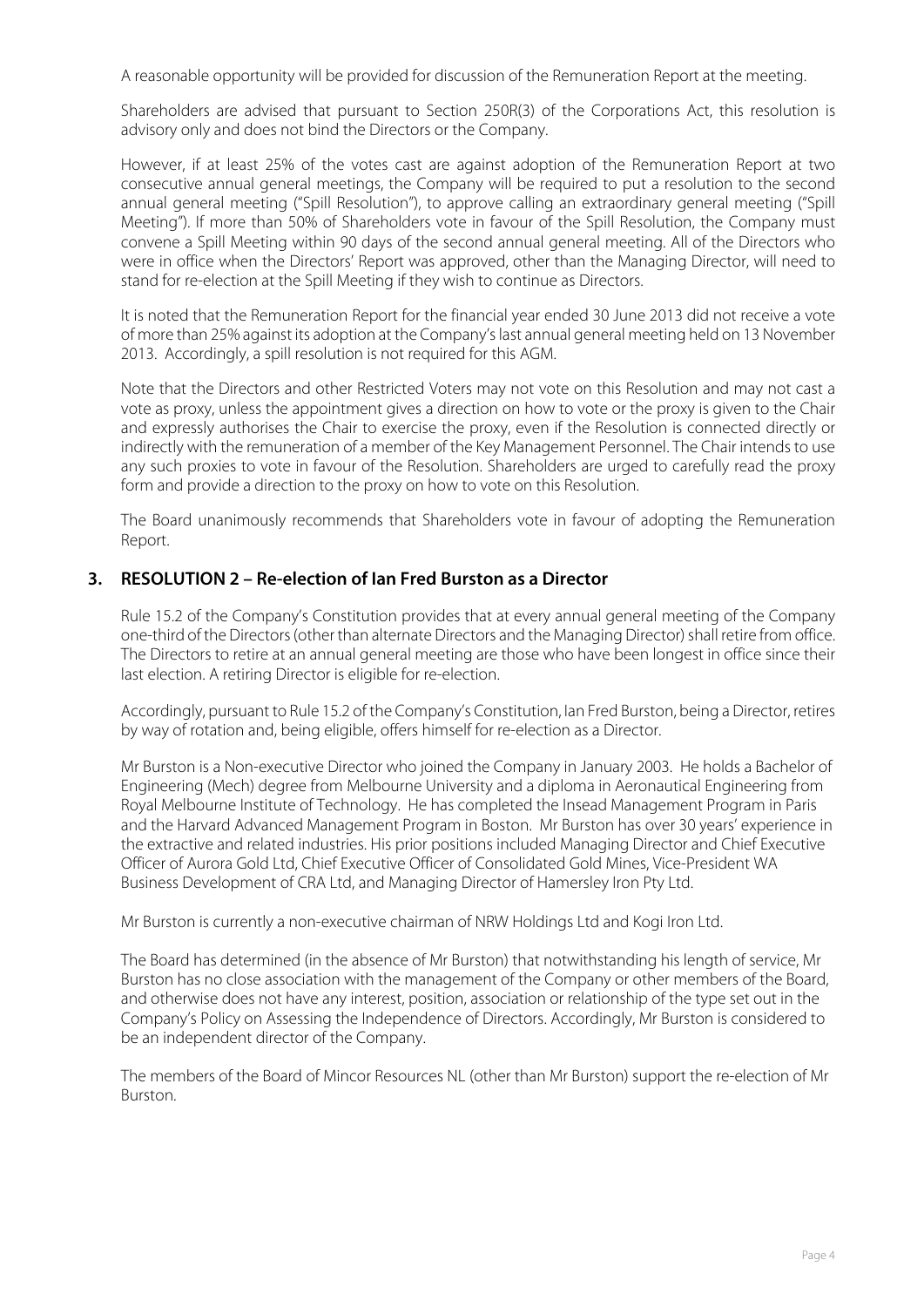A reasonable opportunity will be provided for discussion of the Remuneration Report at the meeting.

Shareholders are advised that pursuant to Section 250R(3) of the Corporations Act, this resolution is advisory only and does not bind the Directors or the Company.

However, if at least 25% of the votes cast are against adoption of the Remuneration Report at two consecutive annual general meetings, the Company will be required to put a resolution to the second annual general meeting ("Spill Resolution"), to approve calling an extraordinary general meeting ("Spill Meeting"). If more than 50% of Shareholders vote in favour of the Spill Resolution, the Company must convene a Spill Meeting within 90 days of the second annual general meeting. All of the Directors who were in office when the Directors' Report was approved, other than the Managing Director, will need to stand for re-election at the Spill Meeting if they wish to continue as Directors.

It is noted that the Remuneration Report for the financial year ended 30 June 2013 did not receive a vote of more than 25% against its adoption at the Company's last annual general meeting held on 13 November 2013. Accordingly, a spill resolution is not required for this AGM.

Note that the Directors and other Restricted Voters may not vote on this Resolution and may not cast a vote as proxy, unless the appointment gives a direction on how to vote or the proxy is given to the Chair and expressly authorises the Chair to exercise the proxy, even if the Resolution is connected directly or indirectly with the remuneration of a member of the Key Management Personnel. The Chair intends to use any such proxies to vote in favour of the Resolution. Shareholders are urged to carefully read the proxy form and provide a direction to the proxy on how to vote on this Resolution.

The Board unanimously recommends that Shareholders vote in favour of adopting the Remuneration Report.

## 3. RESOLUTION 2 – Re-election of Ian Fred Burston as a Director

Rule 15.2 of the Company's Constitution provides that at every annual general meeting of the Company one-third of the Directors (other than alternate Directors and the Managing Director) shall retire from office. The Directors to retire at an annual general meeting are those who have been longest in office since their last election. A retiring Director is eligible for re-election.

Accordingly, pursuant to Rule 15.2 of the Company's Constitution, Ian Fred Burston, being a Director, retires by way of rotation and, being eligible, offers himself for re-election as a Director.

Mr Burston is a Non-executive Director who joined the Company in January 2003. He holds a Bachelor of Engineering (Mech) degree from Melbourne University and a diploma in Aeronautical Engineering from Royal Melbourne Institute of Technology. He has completed the Insead Management Program in Paris and the Harvard Advanced Management Program in Boston. Mr Burston has over 30 years' experience in the extractive and related industries. His prior positions included Managing Director and Chief Executive Officer of Aurora Gold Ltd, Chief Executive Officer of Consolidated Gold Mines, Vice-President WA Business Development of CRA Ltd, and Managing Director of Hamersley Iron Pty Ltd.

Mr Burston is currently a non-executive chairman of NRW Holdings Ltd and Kogi Iron Ltd.

The Board has determined (in the absence of Mr Burston) that notwithstanding his length of service, Mr Burston has no close association with the management of the Company or other members of the Board, and otherwise does not have any interest, position, association or relationship of the type set out in the Company's Policy on Assessing the Independence of Directors. Accordingly, Mr Burston is considered to be an independent director of the Company.

The members of the Board of Mincor Resources NL (other than Mr Burston) support the re-election of Mr Burston.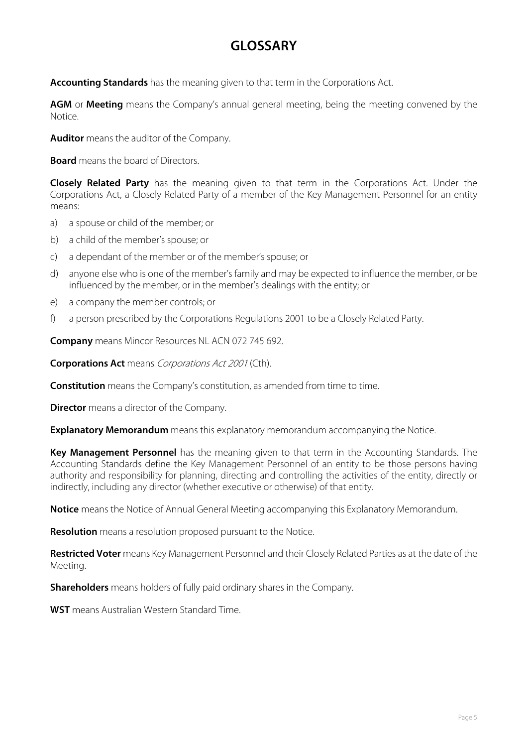# GLOSSARY

**Accounting Standards** has the meaning given to that term in the Corporations Act.

**AGM** or **Meeting** means the Company's annual general meeting, being the meeting convened by the Notice.

**Auditor** means the auditor of the Company.

**Board** means the board of Directors.

**Closely Related Party** has the meaning given to that term in the Corporations Act. Under the Corporations Act, a Closely Related Party of a member of the Key Management Personnel for an entity means:

a) a spouse or child of the member; or

b) a child of the member's spouse; or

c) a dependant of the member or of the member's spouse; or

d) anyone else who is one of the member's family and may be expected to influence the member, or be influenced by the member, or in the member's dealings with the entity; or

e) a company the member controls; or

f) a person prescribed by the Corporations Regulations 2001 to be a Closely Related Party.

**Company** means Mincor Resources NL ACN 072 745 692.

**Corporations Act** means *Corporations Act 2001* (Cth).

**Constitution** means the Company's constitution, as amended from time to time.

**Director** means a director of the Company.

**Explanatory Memorandum** means this explanatory memorandum accompanying the Notice.

**Key Management Personnel** has the meaning given to that term in the Accounting Standards. The Accounting Standards define the Key Management Personnel of an entity to be those persons having authority and responsibility for planning, directing and controlling the activities of the entity, directly or indirectly, including any director (whether executive or otherwise) of that entity.

**Notice** means the Notice of Annual General Meeting accompanying this Explanatory Memorandum.

**Resolution** means a resolution proposed pursuant to the Notice.

**Restricted Voter** means Key Management Personnel and their Closely Related Parties as at the date of the Meeting.

**Shareholders** means holders of fully paid ordinary shares in the Company.

**WST** means Australian Western Standard Time.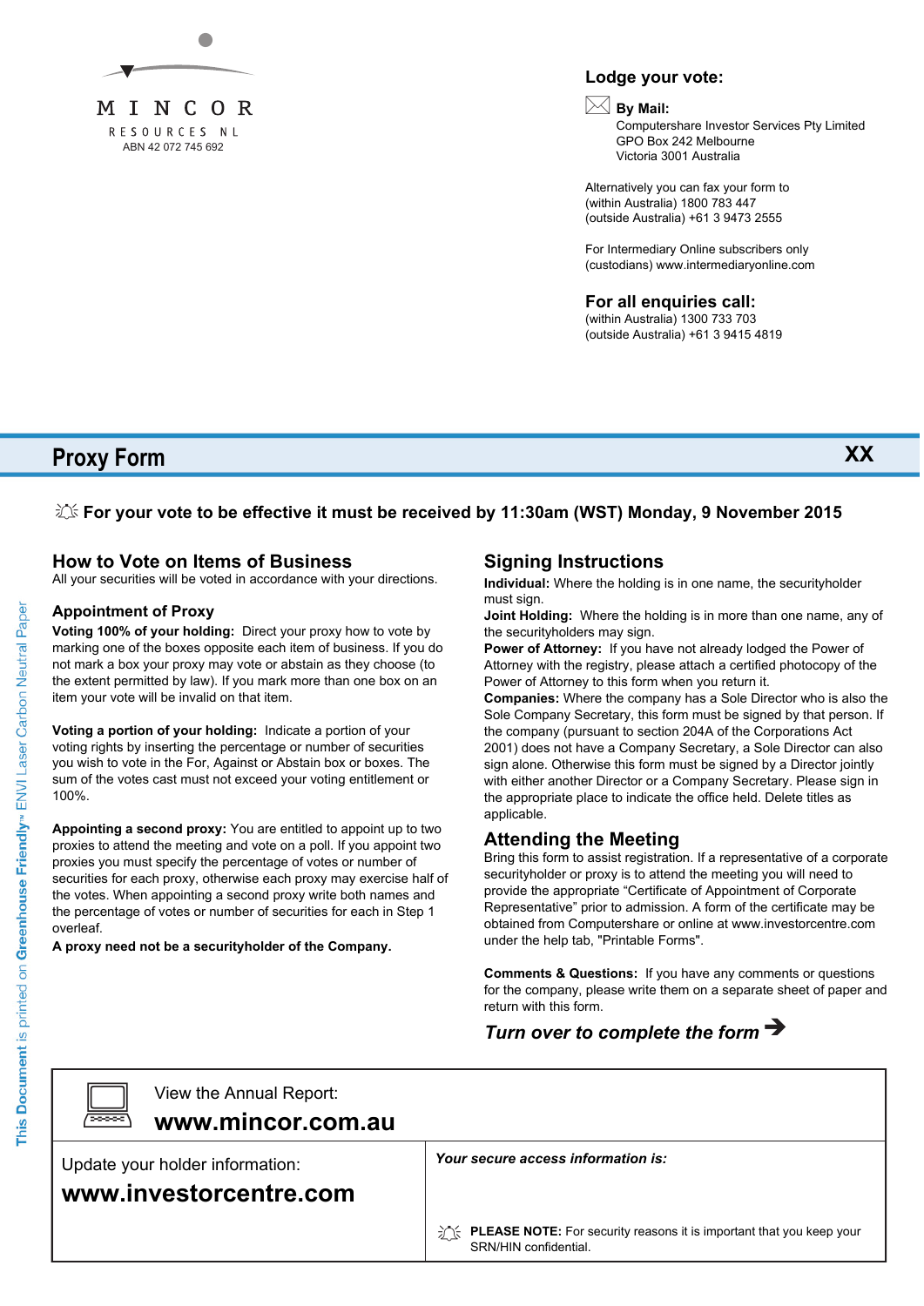MINCOR

RESOURCES NL

ABN 42 072 745 692

**Lodge your vote:**

**By Mail:**
Computershare Investor Services Pty Limited
GPO Box 242 Melbourne
Victoria 3001 Australia

Alternatively you can fax your form to
(within Australia) 1800 783 447
(outside Australia) +61 3 9473 2555

For Intermediary Online subscribers only
(custodians) www.intermediaryonline.com

**For all enquiries call:**
(within Australia) 1300 733 703
(outside Australia) +61 3 9415 4819

# Proxy Form

XX

**For your vote to be effective it must be received by 11:30am (WST) Monday, 9 November 2015**

## How to Vote on Items of Business

All your securities will be voted in accordance with your directions.

### Appointment of Proxy

**Voting 100% of your holding:** Direct your proxy how to vote by marking one of the boxes opposite each item of business. If you do not mark a box your proxy may vote or abstain as they choose (to the extent permitted by law). If you mark more than one box on an item your vote will be invalid on that item.

**Voting a portion of your holding:** Indicate a portion of your voting rights by inserting the percentage or number of securities you wish to vote in the For, Against or Abstain box or boxes. The sum of the votes cast must not exceed your voting entitlement or 100%.

**Appointing a second proxy:** You are entitled to appoint up to two proxies to attend the meeting and vote on a poll. If you appoint two proxies you must specify the percentage of votes or number of securities for each proxy, otherwise each proxy may exercise half of the votes. When appointing a second proxy write both names and the percentage of votes or number of securities for each in Step 1 overleaf.

**A proxy need not be a securityholder of the Company.**

## Signing Instructions

**Individual:** Where the holding is in one name, the securityholder must sign.

**Joint Holding:** Where the holding is in more than one name, any of the securityholders may sign.

**Power of Attorney:** If you have not already lodged the Power of Attorney with the registry, please attach a certified photocopy of the Power of Attorney to this form when you return it.

**Companies:** Where the company has a Sole Director who is also the Sole Company Secretary, this form must be signed by that person. If the company (pursuant to section 204A of the Corporations Act 2001) does not have a Company Secretary, a Sole Director can also sign alone. Otherwise this form must be signed by a Director jointly with either another Director or a Company Secretary. Please sign in the appropriate place to indicate the office held. Delete titles as applicable.

## Attending the Meeting

Bring this form to assist registration. If a representative of a corporate securityholder or proxy is to attend the meeting you will need to provide the appropriate "Certificate of Appointment of Corporate Representative" prior to admission. A form of the certificate may be obtained from Computershare or online at www.investorcentre.com under the help tab, "Printable Forms".

**Comments & Questions:** If you have any comments or questions for the company, please write them on a separate sheet of paper and return with this form.

***Turn over to complete the form →***

View the Annual Report:
**www.mincor.com.au**

Update your holder information:
**www.investorcentre.com**

***Your secure access information is:***

**PLEASE NOTE:** For security reasons it is important that you keep your SRN/HIN confidential.

This Document is printed on Greenhouse Friendly™ ENVI Laser Carbon Neutral Paper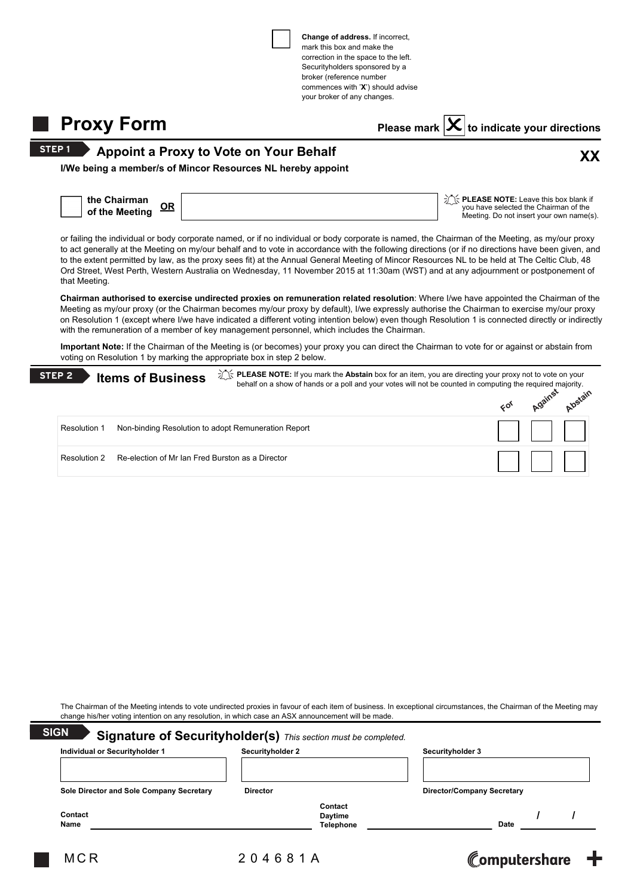☐ **Change of address.** If incorrect, mark this box and make the correction in the space to the left. Securityholders sponsored by a broker (reference number commences with '**X**') should advise your broker of any changes.

# Proxy Form

**Please mark ☒ to indicate your directions**

## STEP 1 Appoint a Proxy to Vote on Your Behalf

**XX**

**I/We being a member/s of Mincor Resources NL hereby appoint**

☐ **the Chairman of the Meeting** **OR** ____________________

**PLEASE NOTE:** Leave this box blank if you have selected the Chairman of the Meeting. Do not insert your own name(s).

or failing the individual or body corporate named, or if no individual or body corporate is named, the Chairman of the Meeting, as my/our proxy to act generally at the Meeting on my/our behalf and to vote in accordance with the following directions (or if no directions have been given, and to the extent permitted by law, as the proxy sees fit) at the Annual General Meeting of Mincor Resources NL to be held at The Celtic Club, 48 Ord Street, West Perth, Western Australia on Wednesday, 11 November 2015 at 11:30am (WST) and at any adjournment or postponement of that Meeting.

**Chairman authorised to exercise undirected proxies on remuneration related resolution**: Where I/we have appointed the Chairman of the Meeting as my/our proxy (or the Chairman becomes my/our proxy by default), I/we expressly authorise the Chairman to exercise my/our proxy on Resolution 1 (except where I/we have indicated a different voting intention below) even though Resolution 1 is connected directly or indirectly with the remuneration of a member of key management personnel, which includes the Chairman.

**Important Note:** If the Chairman of the Meeting is (or becomes) your proxy you can direct the Chairman to vote for or against or abstain from voting on Resolution 1 by marking the appropriate box in step 2 below.

## STEP 2 Items of Business

**PLEASE NOTE:** If you mark the **Abstain** box for an item, you are directing your proxy not to vote on your behalf on a show of hands or a poll and your votes will not be counted in computing the required majority.

| | | For | Against | Abstain |
|---|---|---|---|---|
| Resolution 1 | Non-binding Resolution to adopt Remuneration Report | ☐ | ☐ | ☐ |
| Resolution 2 | Re-election of Mr Ian Fred Burston as a Director | ☐ | ☐ | ☐ |

The Chairman of the Meeting intends to vote undirected proxies in favour of each item of business. In exceptional circumstances, the Chairman of the Meeting may change his/her voting intention on any resolution, in which case an ASX announcement will be made.

## SIGN Signature of Securityholder(s) *This section must be completed.*

| Individual or Securityholder 1 | Securityholder 2 | Securityholder 3 |
|---|---|---|
| | | |
| Sole Director and Sole Company Secretary | Director | Director/Company Secretary |

Contact Name ____________________ Contact Daytime Telephone ____________________ Date ___ / ___ / ___

MCR 204681A

Computershare